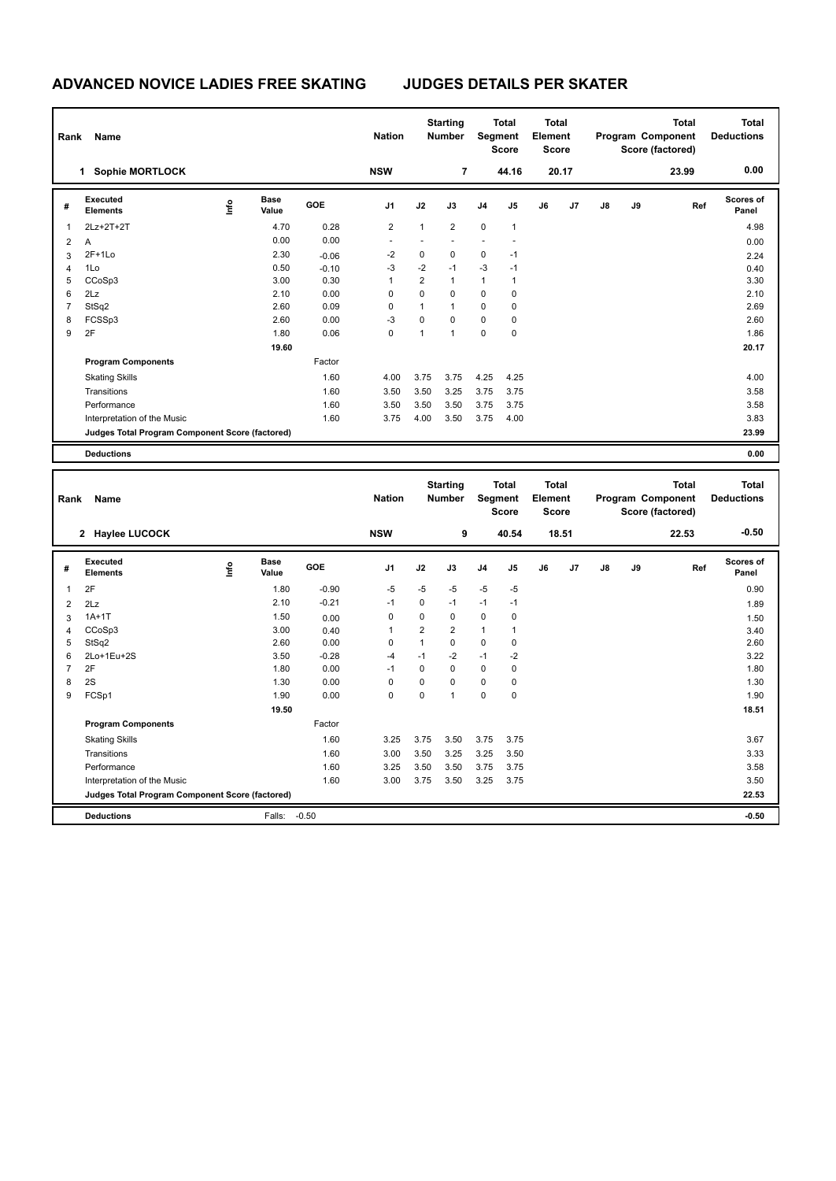# ADVANCED NOVICE LADIES FREE SKATING JUDGES DETAILS PER SKATER

| Rank | Name | Nation | Starting Number | Total Segment Score | Total Element Score | Total Program Component Score (factored) | Total Deductions |
|---|---|---|---|---|---|---|---|
| 1 | Sophie MORTLOCK | NSW | 7 | 44.16 | 20.17 | 23.99 | 0.00 |

| # | Executed Elements | Info | Base Value | GOE | J1 | J2 | J3 | J4 | J5 | J6 | J7 | J8 | J9 | Ref | Scores of Panel |
|---|---|---|---|---|---|---|---|---|---|---|---|---|---|---|---|
| 1 | 2Lz+2T+2T | | 4.70 | 0.28 | 2 | 1 | 2 | 0 | 1 | | | | | | 4.98 |
| 2 | A | | 0.00 | 0.00 | - | - | - | - | - | | | | | | 0.00 |
| 3 | 2F+1Lo | | 2.30 | -0.06 | -2 | 0 | 0 | 0 | -1 | | | | | | 2.24 |
| 4 | 1Lo | | 0.50 | -0.10 | -3 | -2 | -1 | -3 | -1 | | | | | | 0.40 |
| 5 | CCoSp3 | | 3.00 | 0.30 | 1 | 2 | 1 | 1 | 1 | | | | | | 3.30 |
| 6 | 2Lz | | 2.10 | 0.00 | 0 | 0 | 0 | 0 | 0 | | | | | | 2.10 |
| 7 | StSq2 | | 2.60 | 0.09 | 0 | 1 | 1 | 0 | 0 | | | | | | 2.69 |
| 8 | FCSSp3 | | 2.60 | 0.00 | -3 | 0 | 0 | 0 | 0 | | | | | | 2.60 |
| 9 | 2F | | 1.80 | 0.06 | 0 | 1 | 1 | 0 | 0 | | | | | | 1.86 |
| | | | 19.60 | | | | | | | | | | | | 20.17 |
| | **Program Components** | | | Factor | | | | | | | | | | | |
| | Skating Skills | | | 1.60 | 4.00 | 3.75 | 3.75 | 4.25 | 4.25 | | | | | | 4.00 |
| | Transitions | | | 1.60 | 3.50 | 3.50 | 3.25 | 3.75 | 3.75 | | | | | | 3.58 |
| | Performance | | | 1.60 | 3.50 | 3.50 | 3.50 | 3.75 | 3.75 | | | | | | 3.58 |
| | Interpretation of the Music | | | 1.60 | 3.75 | 4.00 | 3.50 | 3.75 | 4.00 | | | | | | 3.83 |
| | **Judges Total Program Component Score (factored)** | | | | | | | | | | | | | | 23.99 |
| | **Deductions** | | | | | | | | | | | | | | 0.00 |

| Rank | Name | Nation | Starting Number | Total Segment Score | Total Element Score | Total Program Component Score (factored) | Total Deductions |
|---|---|---|---|---|---|---|---|
| 2 | Haylee LUCOCK | NSW | 9 | 40.54 | 18.51 | 22.53 | -0.50 |

| # | Executed Elements | Info | Base Value | GOE | J1 | J2 | J3 | J4 | J5 | J6 | J7 | J8 | J9 | Ref | Scores of Panel |
|---|---|---|---|---|---|---|---|---|---|---|---|---|---|---|---|
| 1 | 2F | | 1.80 | -0.90 | -5 | -5 | -5 | -5 | -5 | | | | | | 0.90 |
| 2 | 2Lz | | 2.10 | -0.21 | -1 | 0 | -1 | -1 | -1 | | | | | | 1.89 |
| 3 | 1A+1T | | 1.50 | 0.00 | 0 | 0 | 0 | 0 | 0 | | | | | | 1.50 |
| 4 | CCoSp3 | | 3.00 | 0.40 | 1 | 2 | 2 | 1 | 1 | | | | | | 3.40 |
| 5 | StSq2 | | 2.60 | 0.00 | 0 | 1 | 0 | 0 | 0 | | | | | | 2.60 |
| 6 | 2Lo+1Eu+2S | | 3.50 | -0.28 | -4 | -1 | -2 | -1 | -2 | | | | | | 3.22 |
| 7 | 2F | | 1.80 | 0.00 | -1 | 0 | 0 | 0 | 0 | | | | | | 1.80 |
| 8 | 2S | | 1.30 | 0.00 | 0 | 0 | 0 | 0 | 0 | | | | | | 1.30 |
| 9 | FCSp1 | | 1.90 | 0.00 | 0 | 0 | 1 | 0 | 0 | | | | | | 1.90 |
| | | | 19.50 | | | | | | | | | | | | 18.51 |
| | **Program Components** | | | Factor | | | | | | | | | | | |
| | Skating Skills | | | 1.60 | 3.25 | 3.75 | 3.50 | 3.75 | 3.75 | | | | | | 3.67 |
| | Transitions | | | 1.60 | 3.00 | 3.50 | 3.25 | 3.25 | 3.50 | | | | | | 3.33 |
| | Performance | | | 1.60 | 3.25 | 3.50 | 3.50 | 3.75 | 3.75 | | | | | | 3.58 |
| | Interpretation of the Music | | | 1.60 | 3.00 | 3.75 | 3.50 | 3.25 | 3.75 | | | | | | 3.50 |
| | **Judges Total Program Component Score (factored)** | | | | | | | | | | | | | | 22.53 |
| | **Deductions** | | Falls: | -0.50 | | | | | | | | | | | -0.50 |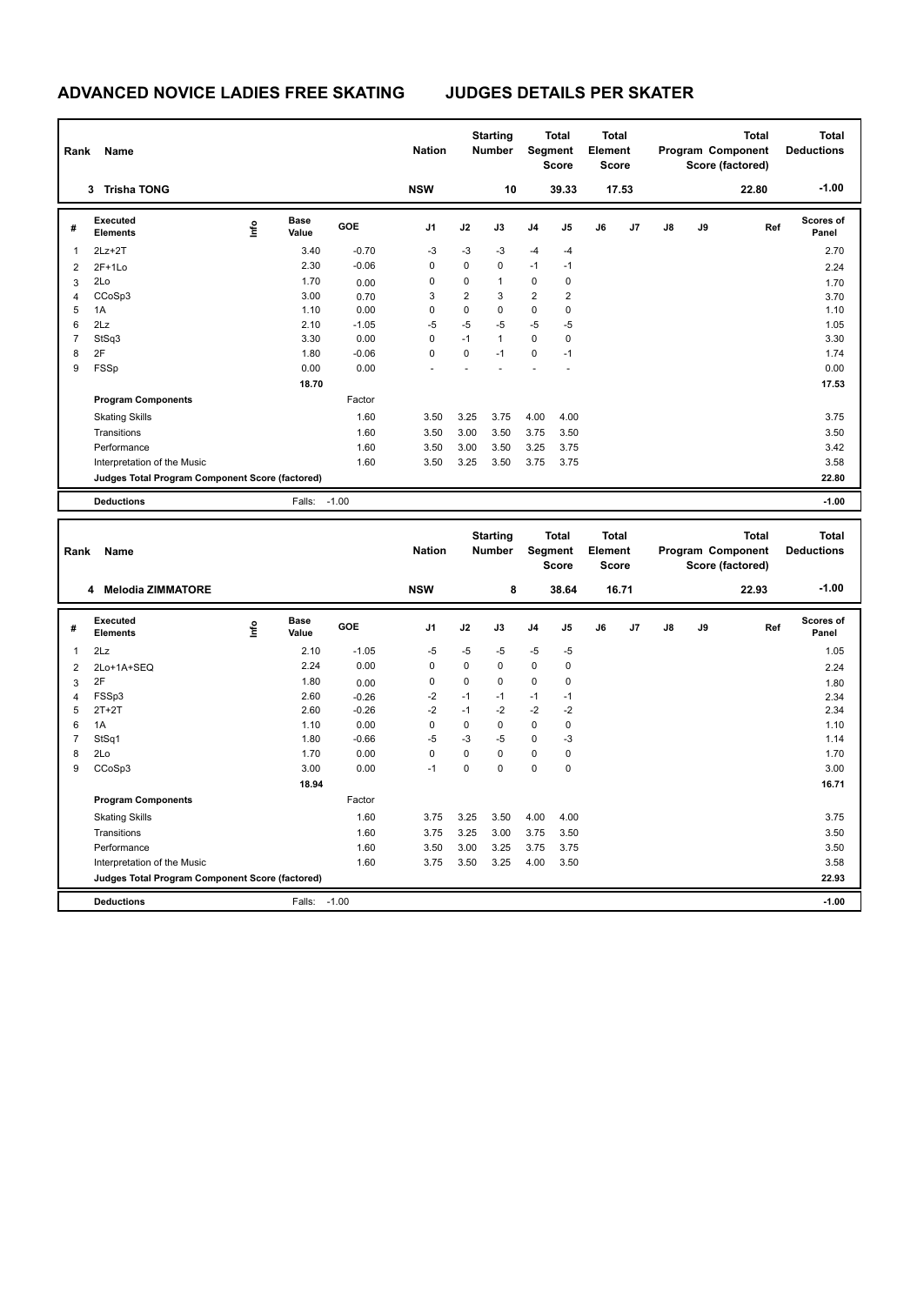# ADVANCED NOVICE LADIES FREE SKATING　　JUDGES DETAILS PER SKATER

| Rank | Name | Nation | Starting Number | Total Segment Score | Total Element Score | Total Program Component Score (factored) | Total Deductions |
|---|---|---|---|---|---|---|---|
| 3 | Trisha TONG | NSW | 10 | 39.33 | 17.53 | 22.80 | -1.00 |

| # | Executed Elements | Info | Base Value | GOE | J1 | J2 | J3 | J4 | J5 | J6 | J7 | J8 | J9 | Ref | Scores of Panel |
|---|---|---|---|---|---|---|---|---|---|---|---|---|---|---|---|
| 1 | 2Lz+2T | | 3.40 | -0.70 | -3 | -3 | -3 | -4 | -4 | | | | | | 2.70 |
| 2 | 2F+1Lo | | 2.30 | -0.06 | 0 | 0 | 0 | -1 | -1 | | | | | | 2.24 |
| 3 | 2Lo | | 1.70 | 0.00 | 0 | 0 | 1 | 0 | 0 | | | | | | 1.70 |
| 4 | CCoSp3 | | 3.00 | 0.70 | 3 | 2 | 3 | 2 | 2 | | | | | | 3.70 |
| 5 | 1A | | 1.10 | 0.00 | 0 | 0 | 0 | 0 | 0 | | | | | | 1.10 |
| 6 | 2Lz | | 2.10 | -1.05 | -5 | -5 | -5 | -5 | -5 | | | | | | 1.05 |
| 7 | StSq3 | | 3.30 | 0.00 | 0 | -1 | 1 | 0 | 0 | | | | | | 3.30 |
| 8 | 2F | | 1.80 | -0.06 | 0 | 0 | -1 | 0 | -1 | | | | | | 1.74 |
| 9 | FSSp | | 0.00 | 0.00 | - | - | - | - | - | | | | | | 0.00 |
| | | | 18.70 | | | | | | | | | | | | 17.53 |
| | **Program Components** | | | Factor | | | | | | | | | | | |
| | Skating Skills | | | 1.60 | 3.50 | 3.25 | 3.75 | 4.00 | 4.00 | | | | | | 3.75 |
| | Transitions | | | 1.60 | 3.50 | 3.00 | 3.50 | 3.75 | 3.50 | | | | | | 3.50 |
| | Performance | | | 1.60 | 3.50 | 3.00 | 3.50 | 3.25 | 3.75 | | | | | | 3.42 |
| | Interpretation of the Music | | | 1.60 | 3.50 | 3.25 | 3.50 | 3.75 | 3.75 | | | | | | 3.58 |
| | **Judges Total Program Component Score (factored)** | | | | | | | | | | | | | | 22.80 |
| | **Deductions** | | Falls: | -1.00 | | | | | | | | | | | -1.00 |

| Rank | Name | Nation | Starting Number | Total Segment Score | Total Element Score | Total Program Component Score (factored) | Total Deductions |
|---|---|---|---|---|---|---|---|
| 4 | Melodia ZIMMATORE | NSW | 8 | 38.64 | 16.71 | 22.93 | -1.00 |

| # | Executed Elements | Info | Base Value | GOE | J1 | J2 | J3 | J4 | J5 | J6 | J7 | J8 | J9 | Ref | Scores of Panel |
|---|---|---|---|---|---|---|---|---|---|---|---|---|---|---|---|
| 1 | 2Lz | | 2.10 | -1.05 | -5 | -5 | -5 | -5 | -5 | | | | | | 1.05 |
| 2 | 2Lo+1A+SEQ | | 2.24 | 0.00 | 0 | 0 | 0 | 0 | 0 | | | | | | 2.24 |
| 3 | 2F | | 1.80 | 0.00 | 0 | 0 | 0 | 0 | 0 | | | | | | 1.80 |
| 4 | FSSp3 | | 2.60 | -0.26 | -2 | -1 | -1 | -1 | -1 | | | | | | 2.34 |
| 5 | 2T+2T | | 2.60 | -0.26 | -2 | -1 | -2 | -2 | -2 | | | | | | 2.34 |
| 6 | 1A | | 1.10 | 0.00 | 0 | 0 | 0 | 0 | 0 | | | | | | 1.10 |
| 7 | StSq1 | | 1.80 | -0.66 | -5 | -3 | -5 | 0 | -3 | | | | | | 1.14 |
| 8 | 2Lo | | 1.70 | 0.00 | 0 | 0 | 0 | 0 | 0 | | | | | | 1.70 |
| 9 | CCoSp3 | | 3.00 | 0.00 | -1 | 0 | 0 | 0 | 0 | | | | | | 3.00 |
| | | | 18.94 | | | | | | | | | | | | 16.71 |
| | **Program Components** | | | Factor | | | | | | | | | | | |
| | Skating Skills | | | 1.60 | 3.75 | 3.25 | 3.50 | 4.00 | 4.00 | | | | | | 3.75 |
| | Transitions | | | 1.60 | 3.75 | 3.25 | 3.00 | 3.75 | 3.50 | | | | | | 3.50 |
| | Performance | | | 1.60 | 3.50 | 3.00 | 3.25 | 3.75 | 3.75 | | | | | | 3.50 |
| | Interpretation of the Music | | | 1.60 | 3.75 | 3.50 | 3.25 | 4.00 | 3.50 | | | | | | 3.58 |
| | **Judges Total Program Component Score (factored)** | | | | | | | | | | | | | | 22.93 |
| | **Deductions** | | Falls: | -1.00 | | | | | | | | | | | -1.00 |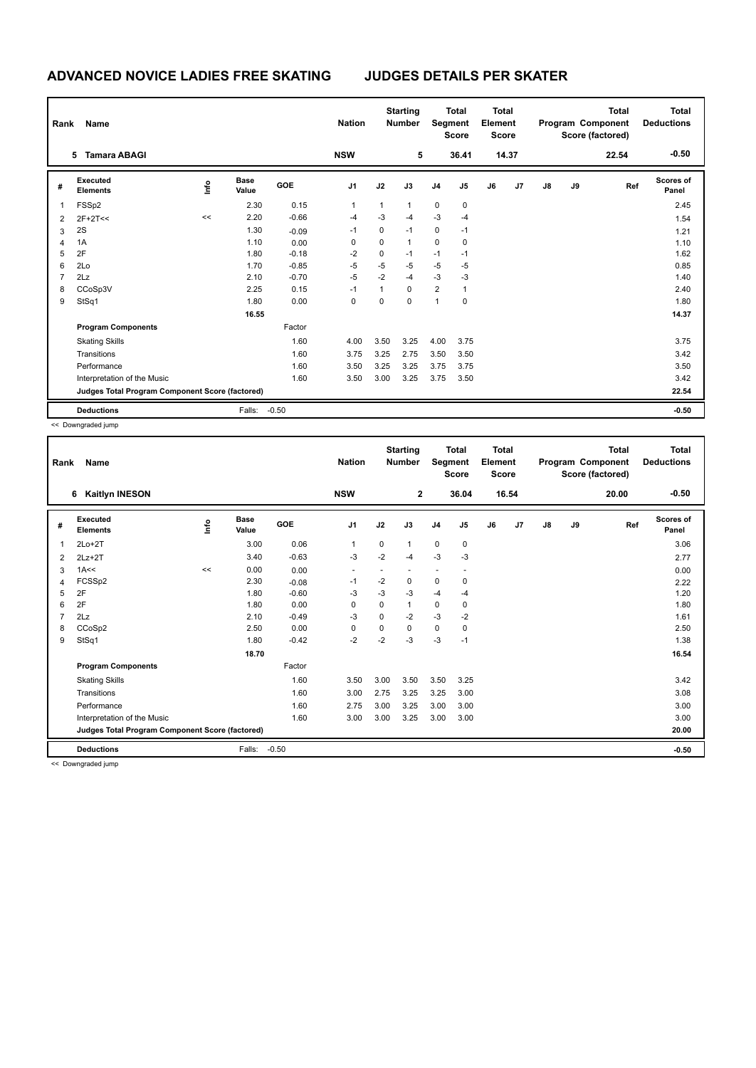# ADVANCED NOVICE LADIES FREE SKATING JUDGES DETAILS PER SKATER

| Rank | Name | Nation | Starting Number | Total Segment Score | Total Element Score | Total Program Component Score (factored) | Total Deductions |
|---|---|---|---|---|---|---|---|
| 5 | Tamara ABAGI | NSW | 5 | 36.41 | 14.37 | 22.54 | -0.50 |

| # | Executed Elements | Info | Base Value | GOE | J1 | J2 | J3 | J4 | J5 | J6 | J7 | J8 | J9 | Ref | Scores of Panel |
|---|---|---|---|---|---|---|---|---|---|---|---|---|---|---|---|
| 1 | FSSp2 | | 2.30 | 0.15 | 1 | 1 | 1 | 0 | 0 | | | | | | 2.45 |
| 2 | 2F+2T<< | << | 2.20 | -0.66 | -4 | -3 | -4 | -3 | -4 | | | | | | 1.54 |
| 3 | 2S | | 1.30 | -0.09 | -1 | 0 | -1 | 0 | -1 | | | | | | 1.21 |
| 4 | 1A | | 1.10 | 0.00 | 0 | 0 | 1 | 0 | 0 | | | | | | 1.10 |
| 5 | 2F | | 1.80 | -0.18 | -2 | 0 | -1 | -1 | -1 | | | | | | 1.62 |
| 6 | 2Lo | | 1.70 | -0.85 | -5 | -5 | -5 | -5 | -5 | | | | | | 0.85 |
| 7 | 2Lz | | 2.10 | -0.70 | -5 | -2 | -4 | -3 | -3 | | | | | | 1.40 |
| 8 | CCoSp3V | | 2.25 | 0.15 | -1 | 1 | 0 | 2 | 1 | | | | | | 2.40 |
| 9 | StSq1 | | 1.80 | 0.00 | 0 | 0 | 0 | 1 | 0 | | | | | | 1.80 |
| | | | 16.55 | | | | | | | | | | | | 14.37 |
| | **Program Components** | | | Factor | | | | | | | | | | | |
| | Skating Skills | | | 1.60 | 4.00 | 3.50 | 3.25 | 4.00 | 3.75 | | | | | | 3.75 |
| | Transitions | | | 1.60 | 3.75 | 3.25 | 2.75 | 3.50 | 3.50 | | | | | | 3.42 |
| | Performance | | | 1.60 | 3.50 | 3.25 | 3.25 | 3.75 | 3.75 | | | | | | 3.50 |
| | Interpretation of the Music | | | 1.60 | 3.50 | 3.00 | 3.25 | 3.75 | 3.50 | | | | | | 3.42 |
| | **Judges Total Program Component Score (factored)** | | | | | | | | | | | | | | 22.54 |
| | **Deductions** | | Falls: | -0.50 | | | | | | | | | | | -0.50 |

<< Downgraded jump

| Rank | Name | Nation | Starting Number | Total Segment Score | Total Element Score | Total Program Component Score (factored) | Total Deductions |
|---|---|---|---|---|---|---|---|
| 6 | Kaitlyn INESON | NSW | 2 | 36.04 | 16.54 | 20.00 | -0.50 |

| # | Executed Elements | Info | Base Value | GOE | J1 | J2 | J3 | J4 | J5 | J6 | J7 | J8 | J9 | Ref | Scores of Panel |
|---|---|---|---|---|---|---|---|---|---|---|---|---|---|---|---|
| 1 | 2Lo+2T | | 3.00 | 0.06 | 1 | 0 | 1 | 0 | 0 | | | | | | 3.06 |
| 2 | 2Lz+2T | | 3.40 | -0.63 | -3 | -2 | -4 | -3 | -3 | | | | | | 2.77 |
| 3 | 1A<< | << | 0.00 | 0.00 | - | - | - | - | - | | | | | | 0.00 |
| 4 | FCSSp2 | | 2.30 | -0.08 | -1 | -2 | 0 | 0 | 0 | | | | | | 2.22 |
| 5 | 2F | | 1.80 | -0.60 | -3 | -3 | -3 | -4 | -4 | | | | | | 1.20 |
| 6 | 2F | | 1.80 | 0.00 | 0 | 0 | 1 | 0 | 0 | | | | | | 1.80 |
| 7 | 2Lz | | 2.10 | -0.49 | -3 | 0 | -2 | -3 | -2 | | | | | | 1.61 |
| 8 | CCoSp2 | | 2.50 | 0.00 | 0 | 0 | 0 | 0 | 0 | | | | | | 2.50 |
| 9 | StSq1 | | 1.80 | -0.42 | -2 | -2 | -3 | -3 | -1 | | | | | | 1.38 |
| | | | 18.70 | | | | | | | | | | | | 16.54 |
| | **Program Components** | | | Factor | | | | | | | | | | | |
| | Skating Skills | | | 1.60 | 3.50 | 3.00 | 3.50 | 3.50 | 3.25 | | | | | | 3.42 |
| | Transitions | | | 1.60 | 3.00 | 2.75 | 3.25 | 3.25 | 3.00 | | | | | | 3.08 |
| | Performance | | | 1.60 | 2.75 | 3.00 | 3.25 | 3.00 | 3.00 | | | | | | 3.00 |
| | Interpretation of the Music | | | 1.60 | 3.00 | 3.00 | 3.25 | 3.00 | 3.00 | | | | | | 3.00 |
| | **Judges Total Program Component Score (factored)** | | | | | | | | | | | | | | 20.00 |
| | **Deductions** | | Falls: | -0.50 | | | | | | | | | | | -0.50 |

<< Downgraded jump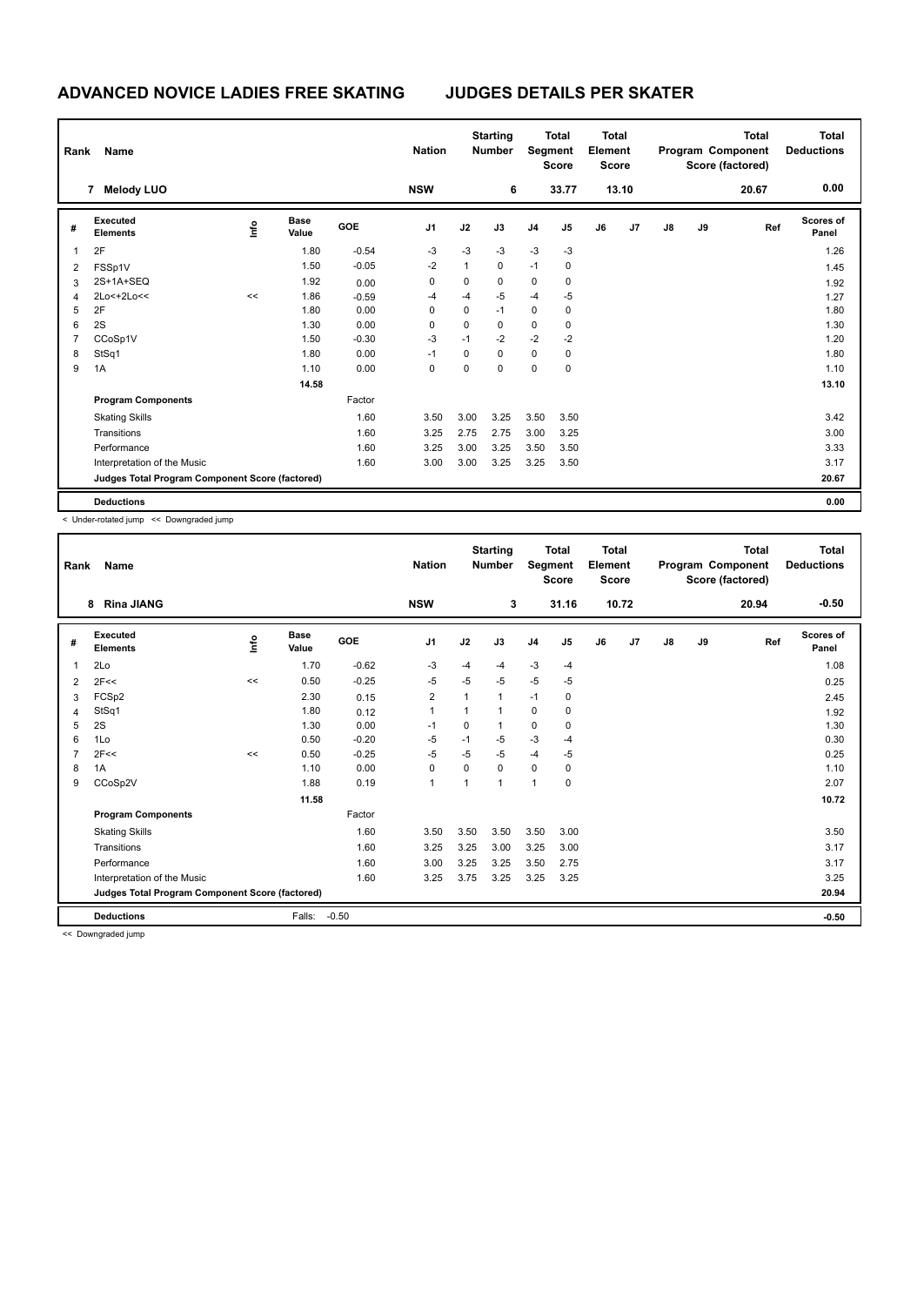# ADVANCED NOVICE LADIES FREE SKATING JUDGES DETAILS PER SKATER

| Rank | Name | Nation | Starting Number | Total Segment Score | Total Element Score | Total Program Component Score (factored) | Total Deductions |
|---|---|---|---|---|---|---|---|
| 7 | Melody LUO | NSW | 6 | 33.77 | 13.10 | 20.67 | 0.00 |

| # | Executed Elements | Info | Base Value | GOE | J1 | J2 | J3 | J4 | J5 | J6 | J7 | J8 | J9 | Ref | Scores of Panel |
|---|---|---|---|---|---|---|---|---|---|---|---|---|---|---|---|
| 1 | 2F | | 1.80 | -0.54 | -3 | -3 | -3 | -3 | -3 | | | | | | 1.26 |
| 2 | FSSp1V | | 1.50 | -0.05 | -2 | 1 | 0 | -1 | 0 | | | | | | 1.45 |
| 3 | 2S+1A+SEQ | | 1.92 | 0.00 | 0 | 0 | 0 | 0 | 0 | | | | | | 1.92 |
| 4 | 2Lo<+2Lo<< | << | 1.86 | -0.59 | -4 | -4 | -5 | -4 | -5 | | | | | | 1.27 |
| 5 | 2F | | 1.80 | 0.00 | 0 | 0 | -1 | 0 | 0 | | | | | | 1.80 |
| 6 | 2S | | 1.30 | 0.00 | 0 | 0 | 0 | 0 | 0 | | | | | | 1.30 |
| 7 | CCoSp1V | | 1.50 | -0.30 | -3 | -1 | -2 | -2 | -2 | | | | | | 1.20 |
| 8 | StSq1 | | 1.80 | 0.00 | -1 | 0 | 0 | 0 | 0 | | | | | | 1.80 |
| 9 | 1A | | 1.10 | 0.00 | 0 | 0 | 0 | 0 | 0 | | | | | | 1.10 |
| | | | 14.58 | | | | | | | | | | | | 13.10 |
| | **Program Components** | | | Factor | | | | | | | | | | | |
| | Skating Skills | | | 1.60 | 3.50 | 3.00 | 3.25 | 3.50 | 3.50 | | | | | | 3.42 |
| | Transitions | | | 1.60 | 3.25 | 2.75 | 2.75 | 3.00 | 3.25 | | | | | | 3.00 |
| | Performance | | | 1.60 | 3.25 | 3.00 | 3.25 | 3.50 | 3.50 | | | | | | 3.33 |
| | Interpretation of the Music | | | 1.60 | 3.00 | 3.00 | 3.25 | 3.25 | 3.50 | | | | | | 3.17 |
| | **Judges Total Program Component Score (factored)** | | | | | | | | | | | | | | 20.67 |
| | **Deductions** | | | | | | | | | | | | | | 0.00 |

< Under-rotated jump << Downgraded jump

| Rank | Name | Nation | Starting Number | Total Segment Score | Total Element Score | Total Program Component Score (factored) | Total Deductions |
|---|---|---|---|---|---|---|---|
| 8 | Rina JIANG | NSW | 3 | 31.16 | 10.72 | 20.94 | -0.50 |

| # | Executed Elements | Info | Base Value | GOE | J1 | J2 | J3 | J4 | J5 | J6 | J7 | J8 | J9 | Ref | Scores of Panel |
|---|---|---|---|---|---|---|---|---|---|---|---|---|---|---|---|
| 1 | 2Lo | | 1.70 | -0.62 | -3 | -4 | -4 | -3 | -4 | | | | | | 1.08 |
| 2 | 2F<< | << | 0.50 | -0.25 | -5 | -5 | -5 | -5 | -5 | | | | | | 0.25 |
| 3 | FCSp2 | | 2.30 | 0.15 | 2 | 1 | 1 | -1 | 0 | | | | | | 2.45 |
| 4 | StSq1 | | 1.80 | 0.12 | 1 | 1 | 1 | 0 | 0 | | | | | | 1.92 |
| 5 | 2S | | 1.30 | 0.00 | -1 | 0 | 1 | 0 | 0 | | | | | | 1.30 |
| 6 | 1Lo | | 0.50 | -0.20 | -5 | -1 | -5 | -3 | -4 | | | | | | 0.30 |
| 7 | 2F<< | << | 0.50 | -0.25 | -5 | -5 | -5 | -4 | -5 | | | | | | 0.25 |
| 8 | 1A | | 1.10 | 0.00 | 0 | 0 | 0 | 0 | 0 | | | | | | 1.10 |
| 9 | CCoSp2V | | 1.88 | 0.19 | 1 | 1 | 1 | 1 | 0 | | | | | | 2.07 |
| | | | 11.58 | | | | | | | | | | | | 10.72 |
| | **Program Components** | | | Factor | | | | | | | | | | | |
| | Skating Skills | | | 1.60 | 3.50 | 3.50 | 3.50 | 3.50 | 3.00 | | | | | | 3.50 |
| | Transitions | | | 1.60 | 3.25 | 3.25 | 3.00 | 3.25 | 3.00 | | | | | | 3.17 |
| | Performance | | | 1.60 | 3.00 | 3.25 | 3.25 | 3.50 | 2.75 | | | | | | 3.17 |
| | Interpretation of the Music | | | 1.60 | 3.25 | 3.75 | 3.25 | 3.25 | 3.25 | | | | | | 3.25 |
| | **Judges Total Program Component Score (factored)** | | | | | | | | | | | | | | 20.94 |
| | **Deductions** | | Falls: | -0.50 | | | | | | | | | | | -0.50 |

<< Downgraded jump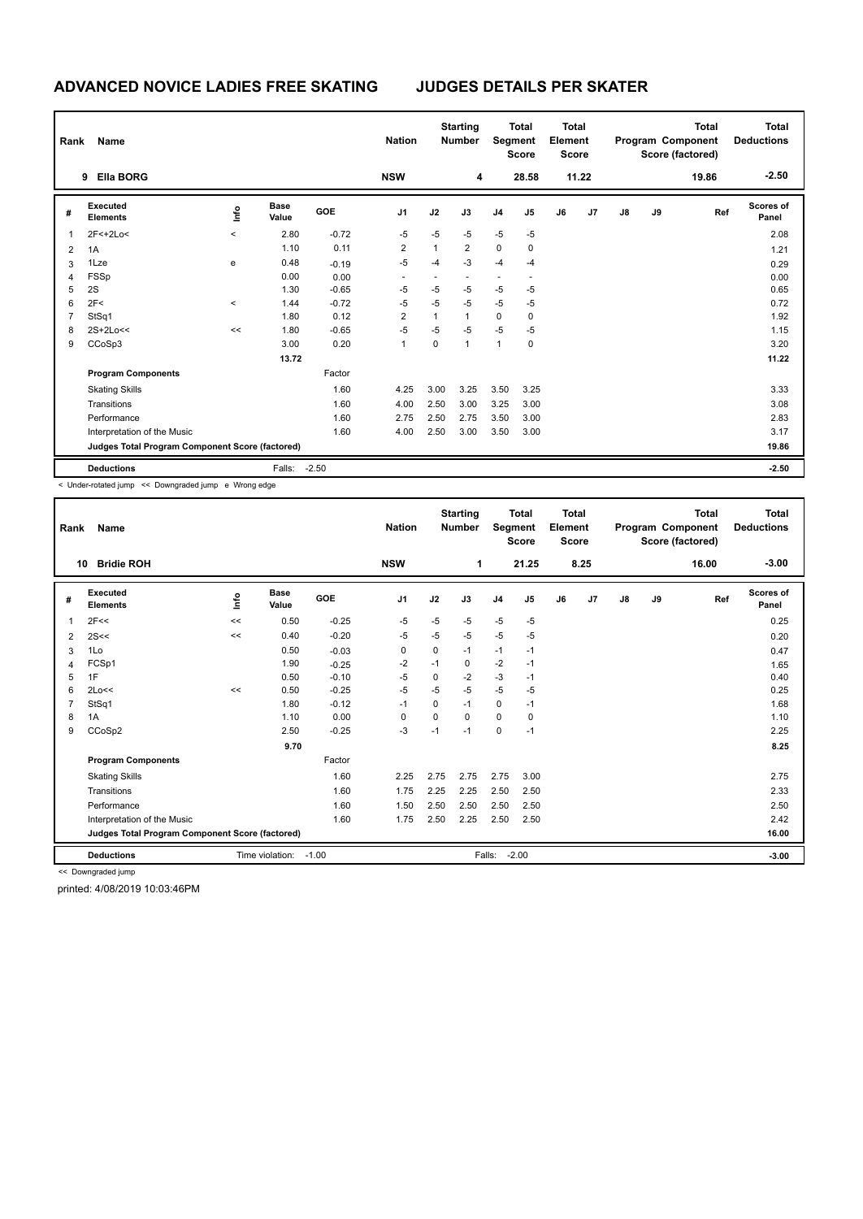# ADVANCED NOVICE LADIES FREE SKATING JUDGES DETAILS PER SKATER

| Rank | Name | Nation | Starting Number | Total Segment Score | Total Element Score | Total Program Component Score (factored) | Total Deductions |
|---|---|---|---|---|---|---|---|
| 9 | Ella BORG | NSW | 4 | 28.58 | 11.22 | 19.86 | -2.50 |

| # | Executed Elements | Info | Base Value | GOE | J1 | J2 | J3 | J4 | J5 | J6 | J7 | J8 | J9 | Ref | Scores of Panel |
|---|---|---|---|---|---|---|---|---|---|---|---|---|---|---|---|
| 1 | 2F<+2Lo< | < | 2.80 | -0.72 | -5 | -5 | -5 | -5 | -5 | | | | | | 2.08 |
| 2 | 1A | | 1.10 | 0.11 | 2 | 1 | 2 | 0 | 0 | | | | | | 1.21 |
| 3 | 1Lze | e | 0.48 | -0.19 | -5 | -4 | -3 | -4 | -4 | | | | | | 0.29 |
| 4 | FSSp | | 0.00 | 0.00 | - | - | - | - | - | | | | | | 0.00 |
| 5 | 2S | | 1.30 | -0.65 | -5 | -5 | -5 | -5 | -5 | | | | | | 0.65 |
| 6 | 2F< | < | 1.44 | -0.72 | -5 | -5 | -5 | -5 | -5 | | | | | | 0.72 |
| 7 | StSq1 | | 1.80 | 0.12 | 2 | 1 | 1 | 0 | 0 | | | | | | 1.92 |
| 8 | 2S+2Lo<< | << | 1.80 | -0.65 | -5 | -5 | -5 | -5 | -5 | | | | | | 1.15 |
| 9 | CCoSp3 | | 3.00 | 0.20 | 1 | 0 | 1 | 1 | 0 | | | | | | 3.20 |
| | | | 13.72 | | | | | | | | | | | | 11.22 |
| | **Program Components** | | | Factor | | | | | | | | | | | |
| | Skating Skills | | | 1.60 | 4.25 | 3.00 | 3.25 | 3.50 | 3.25 | | | | | | 3.33 |
| | Transitions | | | 1.60 | 4.00 | 2.50 | 3.00 | 3.25 | 3.00 | | | | | | 3.08 |
| | Performance | | | 1.60 | 2.75 | 2.50 | 2.75 | 3.50 | 3.00 | | | | | | 2.83 |
| | Interpretation of the Music | | | 1.60 | 4.00 | 2.50 | 3.00 | 3.50 | 3.00 | | | | | | 3.17 |
| | **Judges Total Program Component Score (factored)** | | | | | | | | | | | | | | 19.86 |
| | **Deductions** | | Falls: | -2.50 | | | | | | | | | | | -2.50 |

< Under-rotated jump << Downgraded jump e Wrong edge

| Rank | Name | Nation | Starting Number | Total Segment Score | Total Element Score | Total Program Component Score (factored) | Total Deductions |
|---|---|---|---|---|---|---|---|
| 10 | Bridie ROH | NSW | 1 | 21.25 | 8.25 | 16.00 | -3.00 |

| # | Executed Elements | Info | Base Value | GOE | J1 | J2 | J3 | J4 | J5 | J6 | J7 | J8 | J9 | Ref | Scores of Panel |
|---|---|---|---|---|---|---|---|---|---|---|---|---|---|---|---|
| 1 | 2F<< | << | 0.50 | -0.25 | -5 | -5 | -5 | -5 | -5 | | | | | | 0.25 |
| 2 | 2S<< | << | 0.40 | -0.20 | -5 | -5 | -5 | -5 | -5 | | | | | | 0.20 |
| 3 | 1Lo | | 0.50 | -0.03 | 0 | 0 | -1 | -1 | -1 | | | | | | 0.47 |
| 4 | FCSp1 | | 1.90 | -0.25 | -2 | -1 | 0 | -2 | -1 | | | | | | 1.65 |
| 5 | 1F | | 0.50 | -0.10 | -5 | 0 | -2 | -3 | -1 | | | | | | 0.40 |
| 6 | 2Lo<< | << | 0.50 | -0.25 | -5 | -5 | -5 | -5 | -5 | | | | | | 0.25 |
| 7 | StSq1 | | 1.80 | -0.12 | -1 | 0 | -1 | 0 | -1 | | | | | | 1.68 |
| 8 | 1A | | 1.10 | 0.00 | 0 | 0 | 0 | 0 | 0 | | | | | | 1.10 |
| 9 | CCoSp2 | | 2.50 | -0.25 | -3 | -1 | -1 | 0 | -1 | | | | | | 2.25 |
| | | | 9.70 | | | | | | | | | | | | 8.25 |
| | **Program Components** | | | Factor | | | | | | | | | | | |
| | Skating Skills | | | 1.60 | 2.25 | 2.75 | 2.75 | 2.75 | 3.00 | | | | | | 2.75 |
| | Transitions | | | 1.60 | 1.75 | 2.25 | 2.25 | 2.50 | 2.50 | | | | | | 2.33 |
| | Performance | | | 1.60 | 1.50 | 2.50 | 2.50 | 2.50 | 2.50 | | | | | | 2.50 |
| | Interpretation of the Music | | | 1.60 | 1.75 | 2.50 | 2.25 | 2.50 | 2.50 | | | | | | 2.42 |
| | **Judges Total Program Component Score (factored)** | | | | | | | | | | | | | | 16.00 |
| | **Deductions** | | Time violation: | -1.00 | | | Falls: | -2.00 | | | | | | | -3.00 |

<< Downgraded jump

printed: 4/08/2019 10:03:46PM